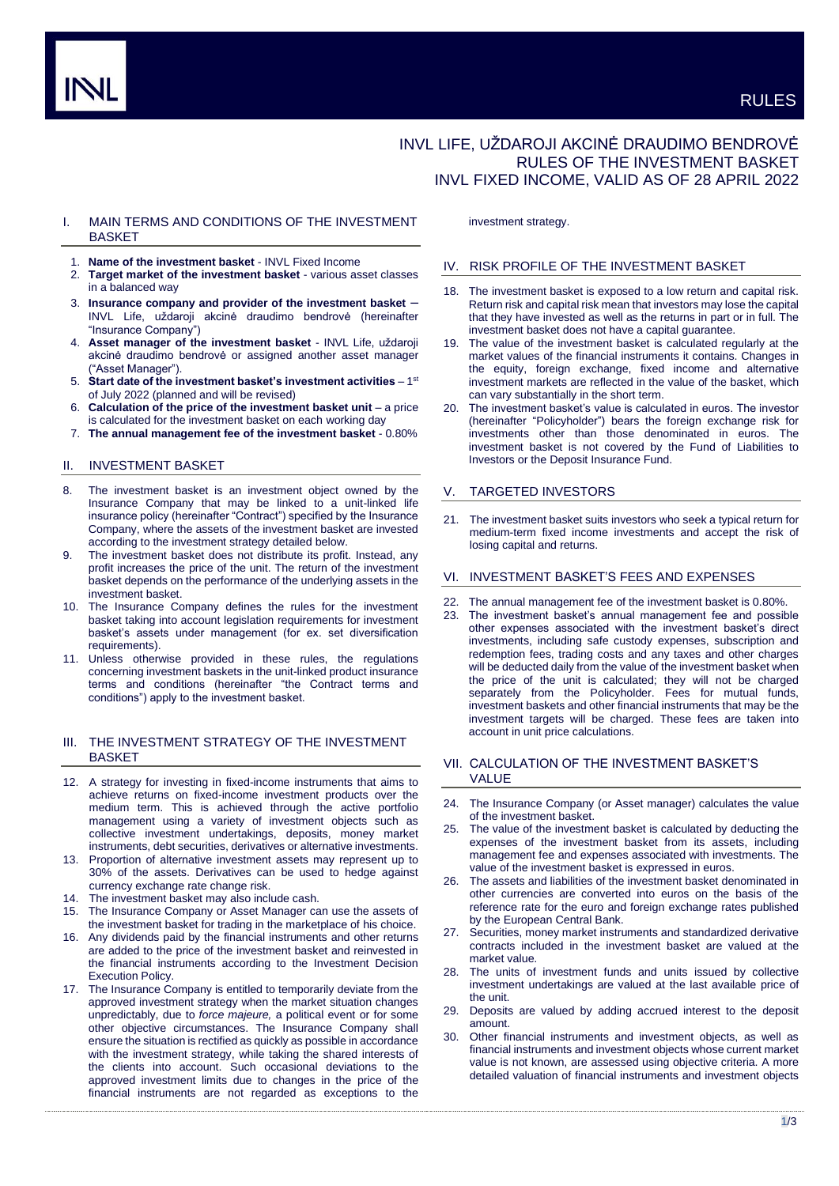# INVL LIFE, UŽDAROJI AKCINĖ DRAUDIMO BENDROVĖ RULES OF THE INVESTMENT BASKET INVL FIXED INCOME, VALID AS OF 28 APRIL 2022

## I. MAIN TERMS AND CONDITIONS OF THE INVESTMENT BASKET

1. **Name of the investment basket** - INVL Fixed Income
2. **Target market of the investment basket** - various asset classes in a balanced way
3. **Insurance company and provider of the investment basket** – INVL Life, uždaroji akcinė draudimo bendrovė (hereinafter "Insurance Company")
4. **Asset manager of the investment basket** - INVL Life, uždaroji akcinė draudimo bendrovė or assigned another asset manager ("Asset Manager").
5. **Start date of the investment basket's investment activities** – 1st of July 2022 (planned and will be revised)
6. **Calculation of the price of the investment basket unit** – a price is calculated for the investment basket on each working day
7. **The annual management fee of the investment basket** - 0.80%

## II. INVESTMENT BASKET

8. The investment basket is an investment object owned by the Insurance Company that may be linked to a unit-linked life insurance policy (hereinafter "Contract") specified by the Insurance Company, where the assets of the investment basket are invested according to the investment strategy detailed below.
9. The investment basket does not distribute its profit. Instead, any profit increases the price of the unit. The return of the investment basket depends on the performance of the underlying assets in the investment basket.
10. The Insurance Company defines the rules for the investment basket taking into account legislation requirements for investment basket's assets under management (for ex. set diversification requirements).
11. Unless otherwise provided in these rules, the regulations concerning investment baskets in the unit-linked product insurance terms and conditions (hereinafter "the Contract terms and conditions") apply to the investment basket.

## III. THE INVESTMENT STRATEGY OF THE INVESTMENT BASKET

12. A strategy for investing in fixed-income instruments that aims to achieve returns on fixed-income investment products over the medium term. This is achieved through the active portfolio management using a variety of investment objects such as collective investment undertakings, deposits, money market instruments, debt securities, derivatives or alternative investments.
13. Proportion of alternative investment assets may represent up to 30% of the assets. Derivatives can be used to hedge against currency exchange rate change risk.
14. The investment basket may also include cash.
15. The Insurance Company or Asset Manager can use the assets of the investment basket for trading in the marketplace of his choice.
16. Any dividends paid by the financial instruments and other returns are added to the price of the investment basket and reinvested in the financial instruments according to the Investment Decision Execution Policy.
17. The Insurance Company is entitled to temporarily deviate from the approved investment strategy when the market situation changes unpredictably, due to *force majeure,* a political event or for some other objective circumstances. The Insurance Company shall ensure the situation is rectified as quickly as possible in accordance with the investment strategy, while taking the shared interests of the clients into account. Such occasional deviations to the approved investment limits due to changes in the price of the financial instruments are not regarded as exceptions to the investment strategy.

## IV. RISK PROFILE OF THE INVESTMENT BASKET

18. The investment basket is exposed to a low return and capital risk. Return risk and capital risk mean that investors may lose the capital that they have invested as well as the returns in part or in full. The investment basket does not have a capital guarantee.
19. The value of the investment basket is calculated regularly at the market values of the financial instruments it contains. Changes in the equity, foreign exchange, fixed income and alternative investment markets are reflected in the value of the basket, which can vary substantially in the short term.
20. The investment basket's value is calculated in euros. The investor (hereinafter "Policyholder") bears the foreign exchange risk for investments other than those denominated in euros. The investment basket is not covered by the Fund of Liabilities to Investors or the Deposit Insurance Fund.

## V. TARGETED INVESTORS

21. The investment basket suits investors who seek a typical return for medium-term fixed income investments and accept the risk of losing capital and returns.

## VI. INVESTMENT BASKET'S FEES AND EXPENSES

22. The annual management fee of the investment basket is 0.80%.
23. The investment basket's annual management fee and possible other expenses associated with the investment basket's direct investments, including safe custody expenses, subscription and redemption fees, trading costs and any taxes and other charges will be deducted daily from the value of the investment basket when the price of the unit is calculated; they will not be charged separately from the Policyholder. Fees for mutual funds, investment baskets and other financial instruments that may be the investment targets will be charged. These fees are taken into account in unit price calculations.

## VII. CALCULATION OF THE INVESTMENT BASKET'S VALUE

24. The Insurance Company (or Asset manager) calculates the value of the investment basket.
25. The value of the investment basket is calculated by deducting the expenses of the investment basket from its assets, including management fee and expenses associated with investments. The value of the investment basket is expressed in euros.
26. The assets and liabilities of the investment basket denominated in other currencies are converted into euros on the basis of the reference rate for the euro and foreign exchange rates published by the European Central Bank.
27. Securities, money market instruments and standardized derivative contracts included in the investment basket are valued at the market value.
28. The units of investment funds and units issued by collective investment undertakings are valued at the last available price of the unit.
29. Deposits are valued by adding accrued interest to the deposit amount.
30. Other financial instruments and investment objects, as well as financial instruments and investment objects whose current market value is not known, are assessed using objective criteria. A more detailed valuation of financial instruments and investment objects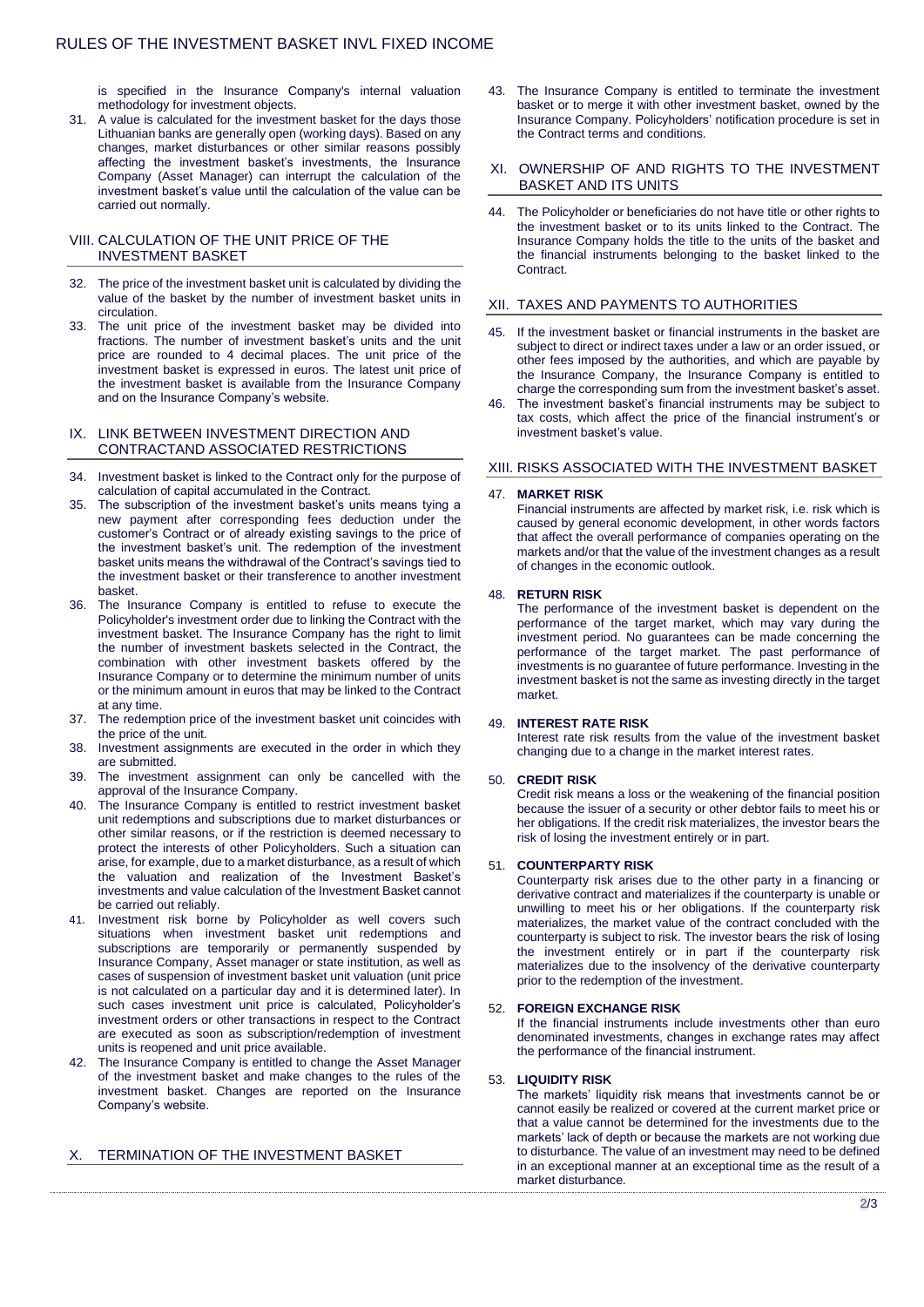is specified in the Insurance Company's internal valuation methodology for investment objects.

31. A value is calculated for the investment basket for the days those Lithuanian banks are generally open (working days). Based on any changes, market disturbances or other similar reasons possibly affecting the investment basket's investments, the Insurance Company (Asset Manager) can interrupt the calculation of the investment basket's value until the calculation of the value can be carried out normally.

## VIII. CALCULATION OF THE UNIT PRICE OF THE INVESTMENT BASKET

32. The price of the investment basket unit is calculated by dividing the value of the basket by the number of investment basket units in circulation.
33. The unit price of the investment basket may be divided into fractions. The number of investment basket's units and the unit price are rounded to 4 decimal places. The unit price of the investment basket is expressed in euros. The latest unit price of the investment basket is available from the Insurance Company and on the Insurance Company's website.

## IX. LINK BETWEEN INVESTMENT DIRECTION AND CONTRACTAND ASSOCIATED RESTRICTIONS

34. Investment basket is linked to the Contract only for the purpose of calculation of capital accumulated in the Contract.
35. The subscription of the investment basket's units means tying a new payment after corresponding fees deduction under the customer's Contract or of already existing savings to the price of the investment basket's unit. The redemption of the investment basket units means the withdrawal of the Contract's savings tied to the investment basket or their transference to another investment basket.
36. The Insurance Company is entitled to refuse to execute the Policyholder's investment order due to linking the Contract with the investment basket. The Insurance Company has the right to limit the number of investment baskets selected in the Contract, the combination with other investment baskets offered by the Insurance Company or to determine the minimum number of units or the minimum amount in euros that may be linked to the Contract at any time.
37. The redemption price of the investment basket unit coincides with the price of the unit.
38. Investment assignments are executed in the order in which they are submitted.
39. The investment assignment can only be cancelled with the approval of the Insurance Company.
40. The Insurance Company is entitled to restrict investment basket unit redemptions and subscriptions due to market disturbances or other similar reasons, or if the restriction is deemed necessary to protect the interests of other Policyholders. Such a situation can arise, for example, due to a market disturbance, as a result of which the valuation and realization of the Investment Basket's investments and value calculation of the Investment Basket cannot be carried out reliably.
41. Investment risk borne by Policyholder as well covers such situations when investment basket unit redemptions and subscriptions are temporarily or permanently suspended by Insurance Company, Asset manager or state institution, as well as cases of suspension of investment basket unit valuation (unit price is not calculated on a particular day and it is determined later). In such cases investment unit price is calculated, Policyholder's investment orders or other transactions in respect to the Contract are executed as soon as subscription/redemption of investment units is reopened and unit price available.
42. The Insurance Company is entitled to change the Asset Manager of the investment basket and make changes to the rules of the investment basket. Changes are reported on the Insurance Company's website.

## X. TERMINATION OF THE INVESTMENT BASKET

43. The Insurance Company is entitled to terminate the investment basket or to merge it with other investment basket, owned by the Insurance Company. Policyholders' notification procedure is set in the Contract terms and conditions.

## XI. OWNERSHIP OF AND RIGHTS TO THE INVESTMENT BASKET AND ITS UNITS

44. The Policyholder or beneficiaries do not have title or other rights to the investment basket or to its units linked to the Contract. The Insurance Company holds the title to the units of the basket and the financial instruments belonging to the basket linked to the Contract.

## XII. TAXES AND PAYMENTS TO AUTHORITIES

45. If the investment basket or financial instruments in the basket are subject to direct or indirect taxes under a law or an order issued, or other fees imposed by the authorities, and which are payable by the Insurance Company, the Insurance Company is entitled to charge the corresponding sum from the investment basket's asset.
46. The investment basket's financial instruments may be subject to tax costs, which affect the price of the financial instrument's or investment basket's value.

## XIII. RISKS ASSOCIATED WITH THE INVESTMENT BASKET

47. **MARKET RISK**

    Financial instruments are affected by market risk, i.e. risk which is caused by general economic development, in other words factors that affect the overall performance of companies operating on the markets and/or that the value of the investment changes as a result of changes in the economic outlook.

48. **RETURN RISK**

    The performance of the investment basket is dependent on the performance of the target market, which may vary during the investment period. No guarantees can be made concerning the performance of the target market. The past performance of investments is no guarantee of future performance. Investing in the investment basket is not the same as investing directly in the target market.

49. **INTEREST RATE RISK**

    Interest rate risk results from the value of the investment basket changing due to a change in the market interest rates.

50. **CREDIT RISK**

    Credit risk means a loss or the weakening of the financial position because the issuer of a security or other debtor fails to meet his or her obligations. If the credit risk materializes, the investor bears the risk of losing the investment entirely or in part.

51. **COUNTERPARTY RISK**

    Counterparty risk arises due to the other party in a financing or derivative contract and materializes if the counterparty is unable or unwilling to meet his or her obligations. If the counterparty risk materializes, the market value of the contract concluded with the counterparty is subject to risk. The investor bears the risk of losing the investment entirely or in part if the counterparty risk materializes due to the insolvency of the derivative counterparty prior to the redemption of the investment.

52. **FOREIGN EXCHANGE RISK**

    If the financial instruments include investments other than euro denominated investments, changes in exchange rates may affect the performance of the financial instrument.

53. **LIQUIDITY RISK**

    The markets' liquidity risk means that investments cannot be or cannot easily be realized or covered at the current market price or that a value cannot be determined for the investments due to the markets' lack of depth or because the markets are not working due to disturbance. The value of an investment may need to be defined in an exceptional manner at an exceptional time as the result of a market disturbance.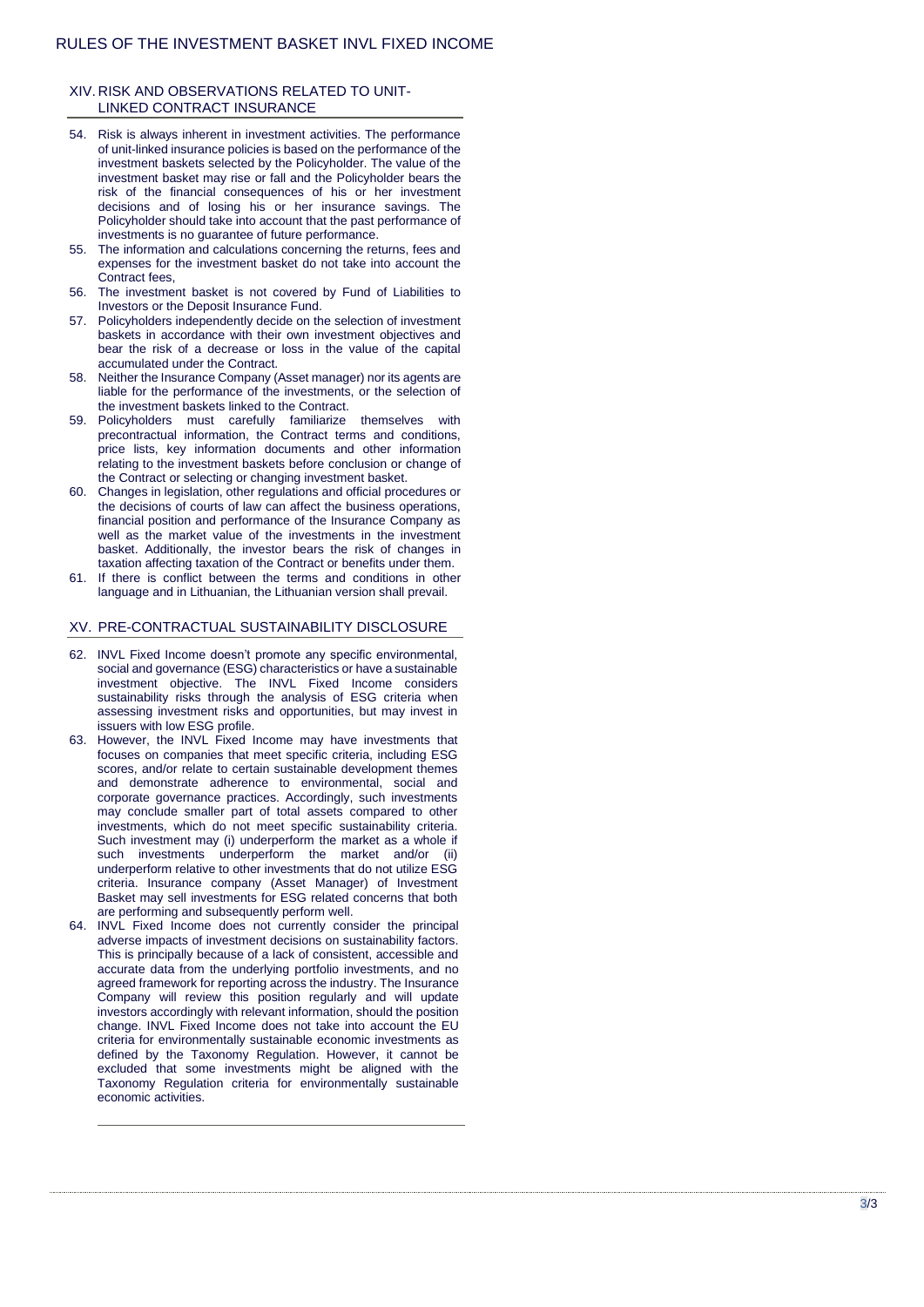## XIV. RISK AND OBSERVATIONS RELATED TO UNIT-LINKED CONTRACT INSURANCE

54. Risk is always inherent in investment activities. The performance of unit-linked insurance policies is based on the performance of the investment baskets selected by the Policyholder. The value of the investment basket may rise or fall and the Policyholder bears the risk of the financial consequences of his or her investment decisions and of losing his or her insurance savings. The Policyholder should take into account that the past performance of investments is no guarantee of future performance.
55. The information and calculations concerning the returns, fees and expenses for the investment basket do not take into account the Contract fees,
56. The investment basket is not covered by Fund of Liabilities to Investors or the Deposit Insurance Fund.
57. Policyholders independently decide on the selection of investment baskets in accordance with their own investment objectives and bear the risk of a decrease or loss in the value of the capital accumulated under the Contract.
58. Neither the Insurance Company (Asset manager) nor its agents are liable for the performance of the investments, or the selection of the investment baskets linked to the Contract.
59. Policyholders must carefully familiarize themselves with precontractual information, the Contract terms and conditions, price lists, key information documents and other information relating to the investment baskets before conclusion or change of the Contract or selecting or changing investment basket.
60. Changes in legislation, other regulations and official procedures or the decisions of courts of law can affect the business operations, financial position and performance of the Insurance Company as well as the market value of the investments in the investment basket. Additionally, the investor bears the risk of changes in taxation affecting taxation of the Contract or benefits under them.
61. If there is conflict between the terms and conditions in other language and in Lithuanian, the Lithuanian version shall prevail.

## XV. PRE-CONTRACTUAL SUSTAINABILITY DISCLOSURE

62. INVL Fixed Income doesn't promote any specific environmental, social and governance (ESG) characteristics or have a sustainable investment objective. The INVL Fixed Income considers sustainability risks through the analysis of ESG criteria when assessing investment risks and opportunities, but may invest in issuers with low ESG profile.
63. However, the INVL Fixed Income may have investments that focuses on companies that meet specific criteria, including ESG scores, and/or relate to certain sustainable development themes and demonstrate adherence to environmental, social and corporate governance practices. Accordingly, such investments may conclude smaller part of total assets compared to other investments, which do not meet specific sustainability criteria. Such investment may (i) underperform the market as a whole if such investments underperform the market and/or (ii) underperform relative to other investments that do not utilize ESG criteria. Insurance company (Asset Manager) of Investment Basket may sell investments for ESG related concerns that both are performing and subsequently perform well.
64. INVL Fixed Income does not currently consider the principal adverse impacts of investment decisions on sustainability factors. This is principally because of a lack of consistent, accessible and accurate data from the underlying portfolio investments, and no agreed framework for reporting across the industry. The Insurance Company will review this position regularly and will update investors accordingly with relevant information, should the position change. INVL Fixed Income does not take into account the EU criteria for environmentally sustainable economic investments as defined by the Taxonomy Regulation. However, it cannot be excluded that some investments might be aligned with the Taxonomy Regulation criteria for environmentally sustainable economic activities.